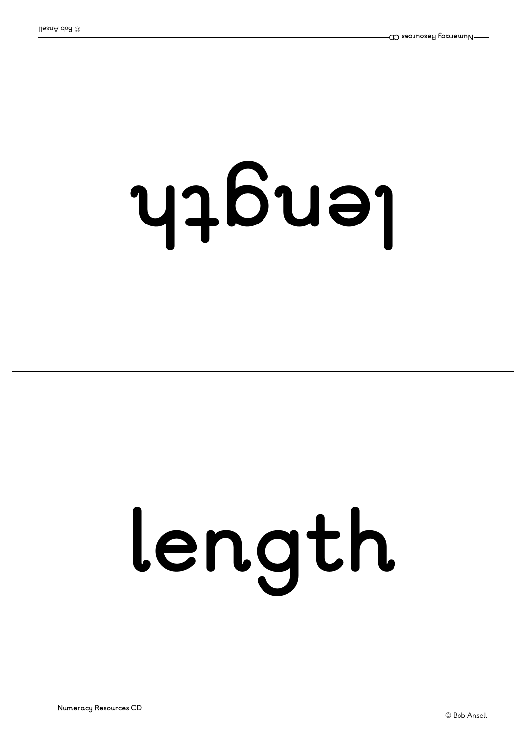length

length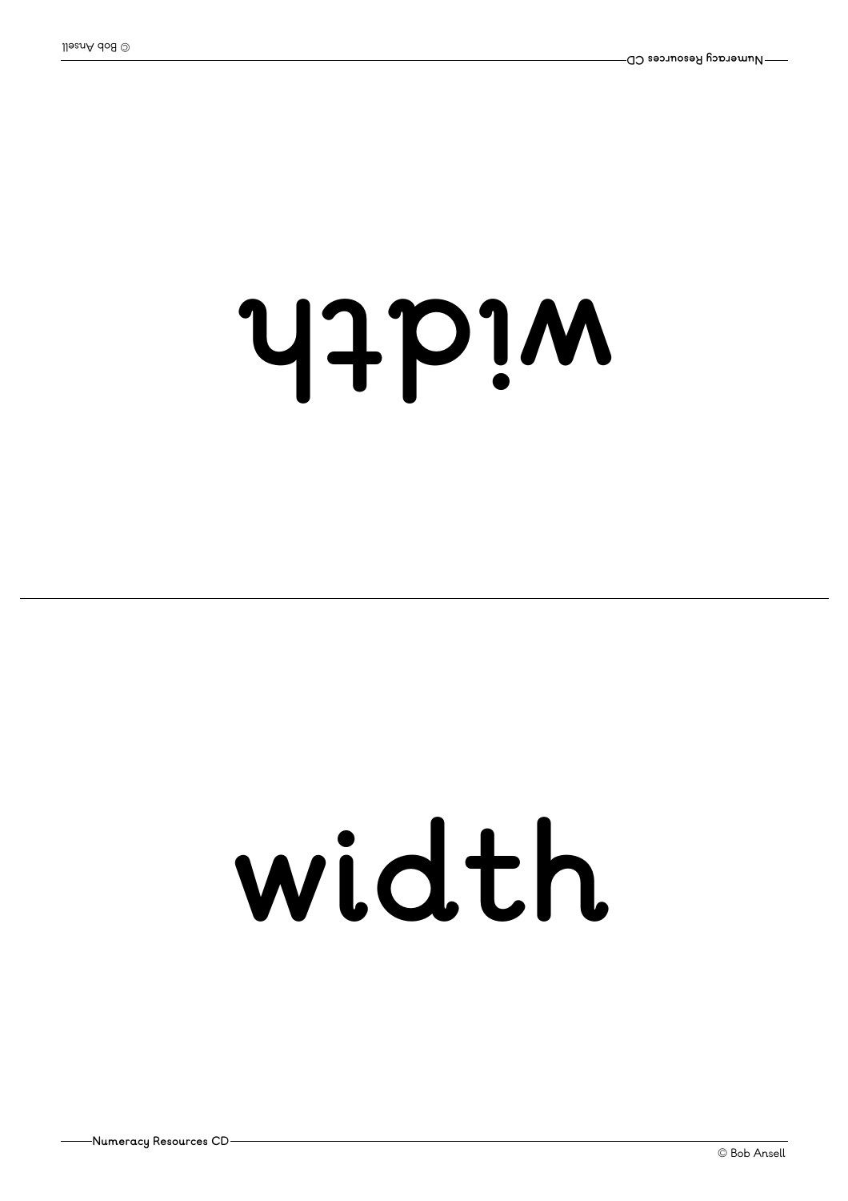width

width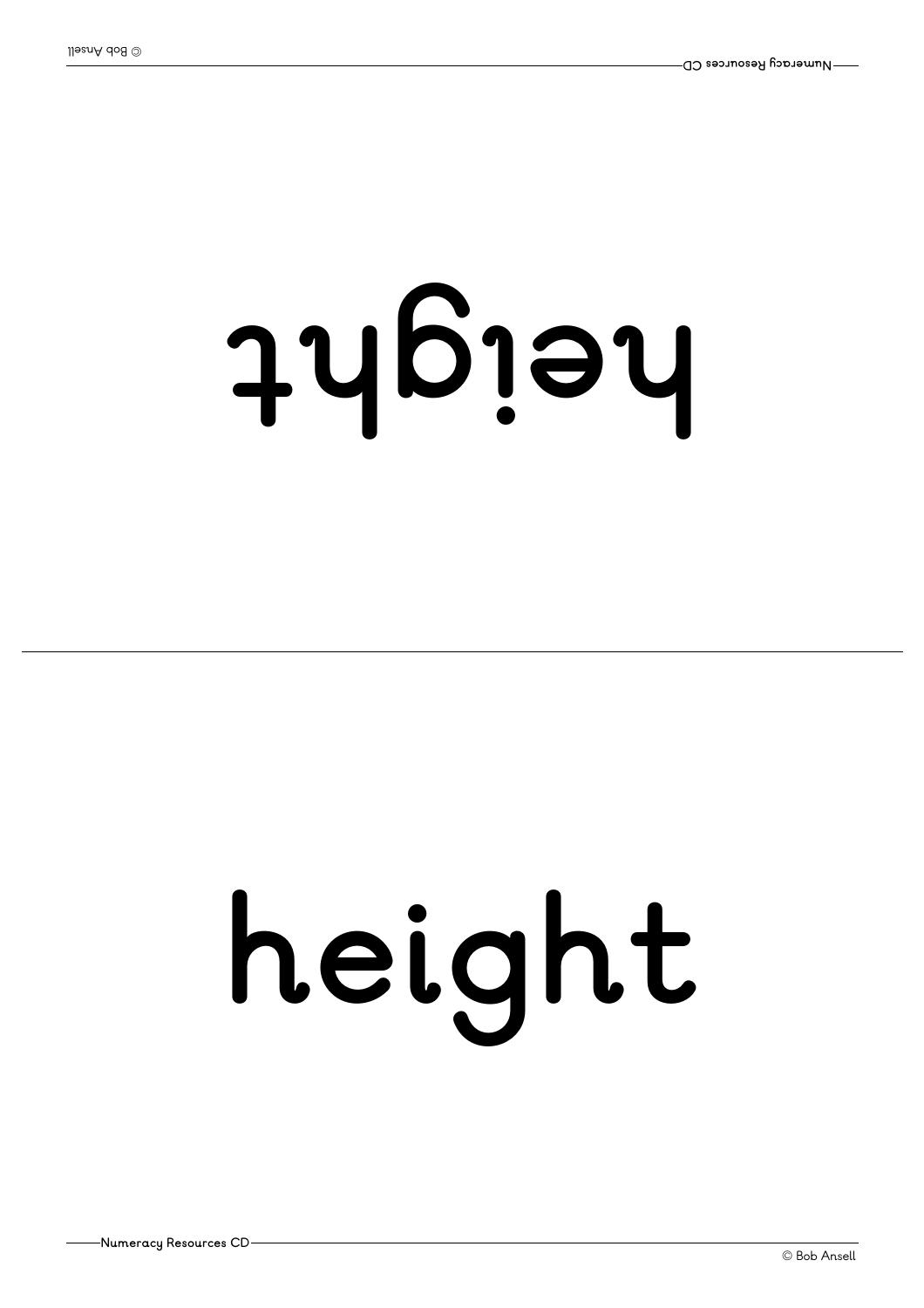height

height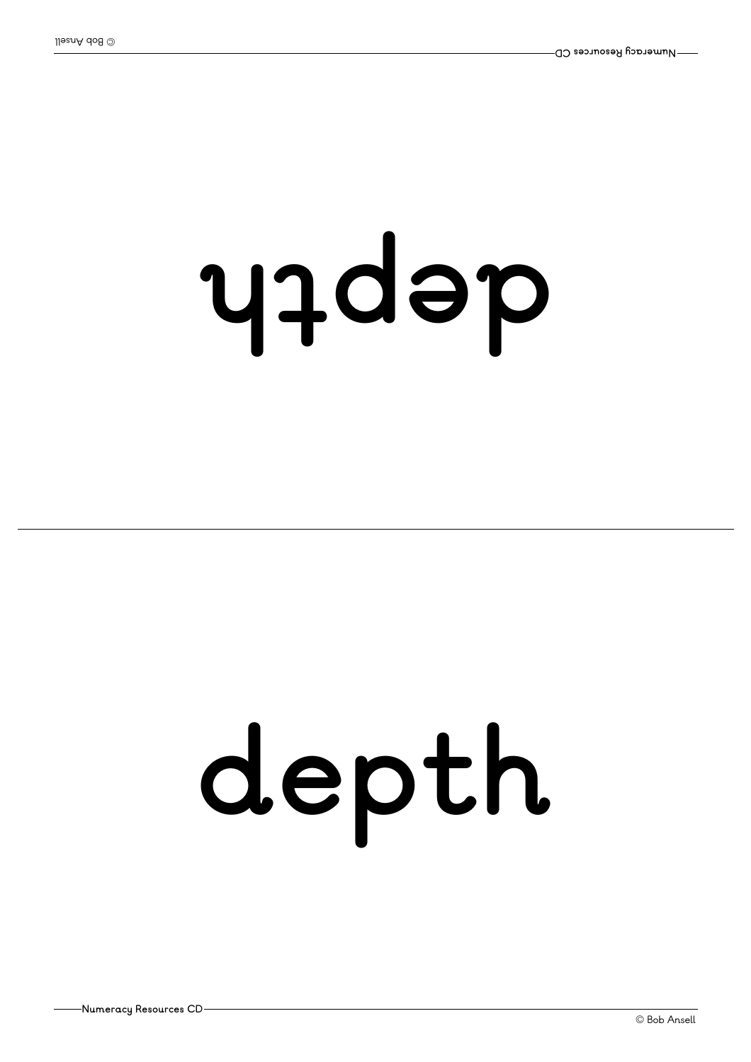depth

depth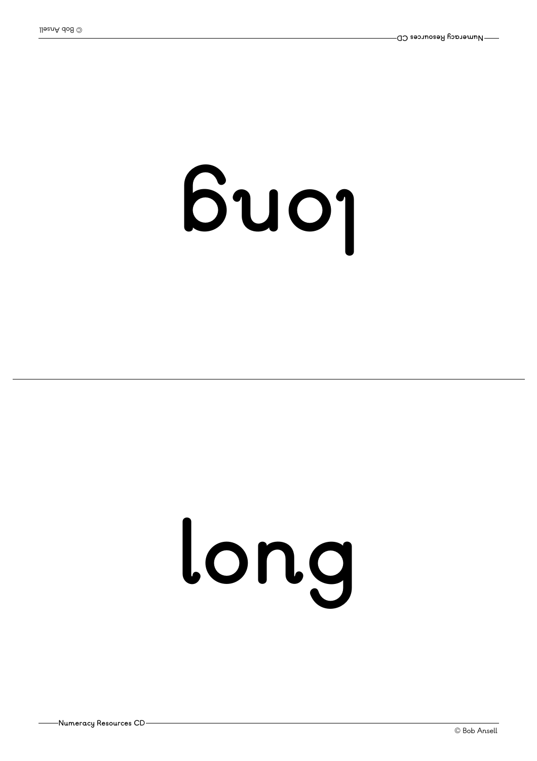long

long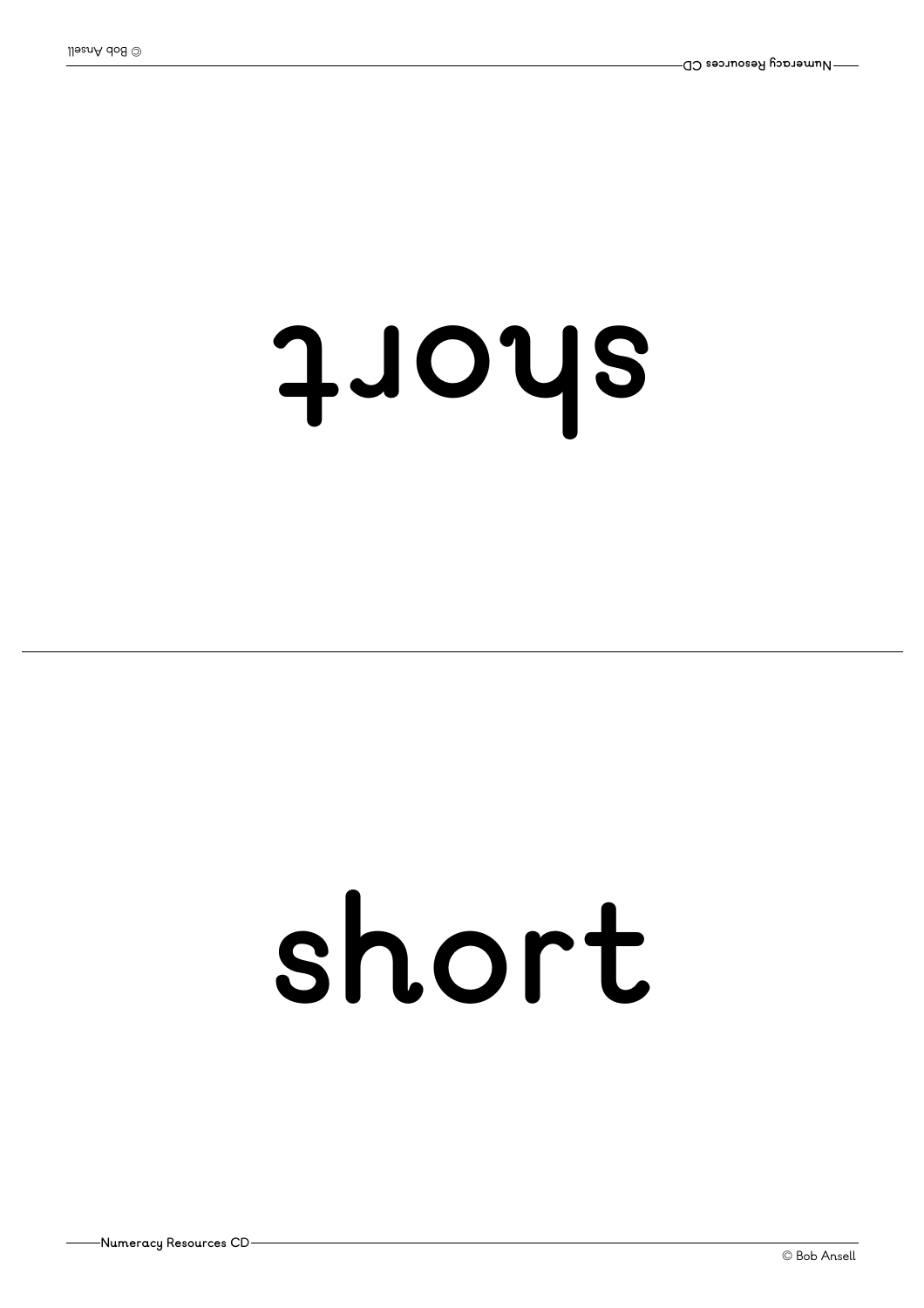short

short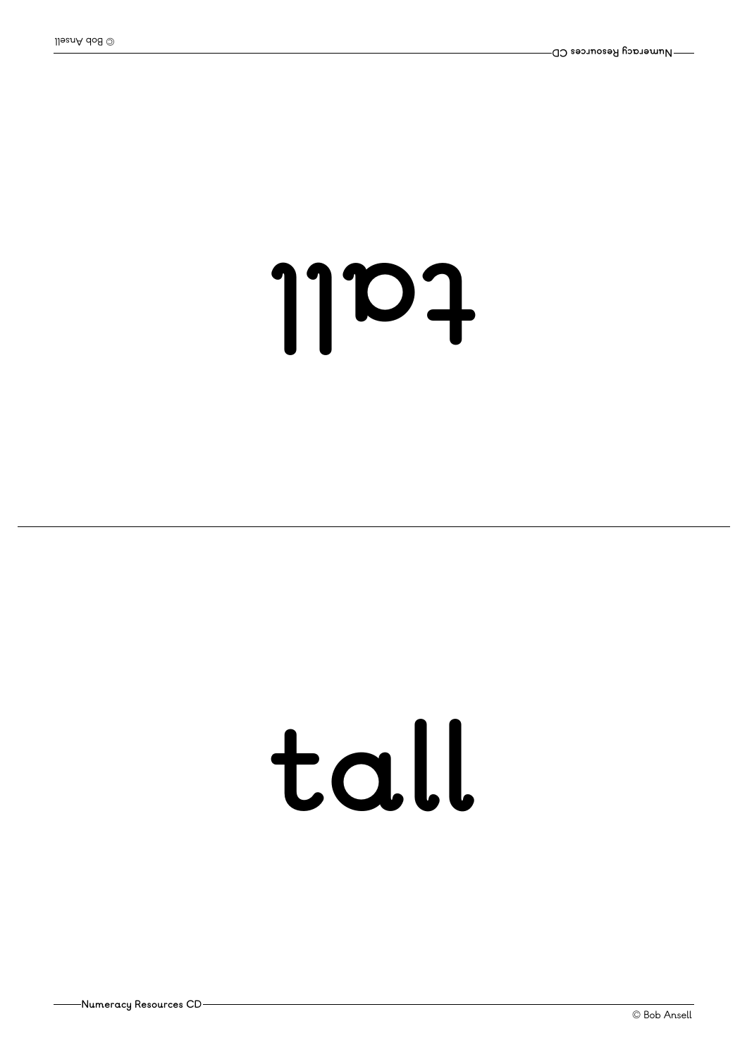tall

tall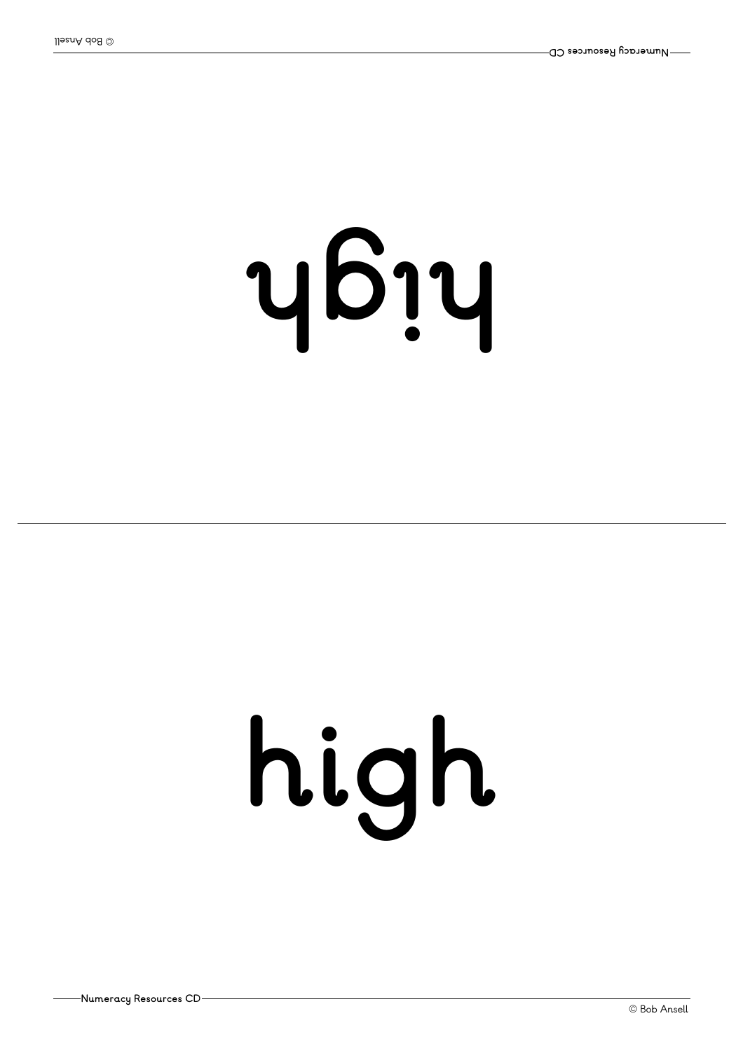high

high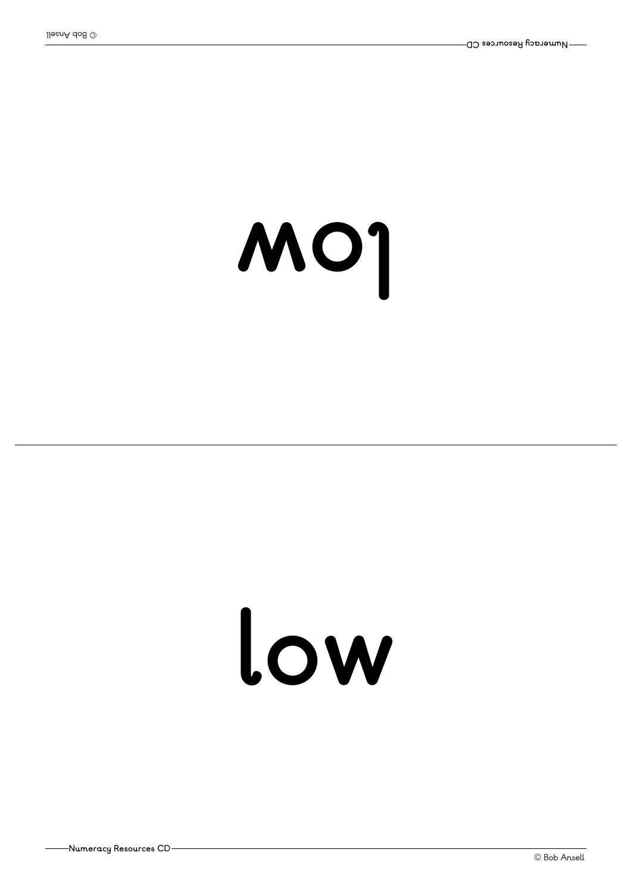low

low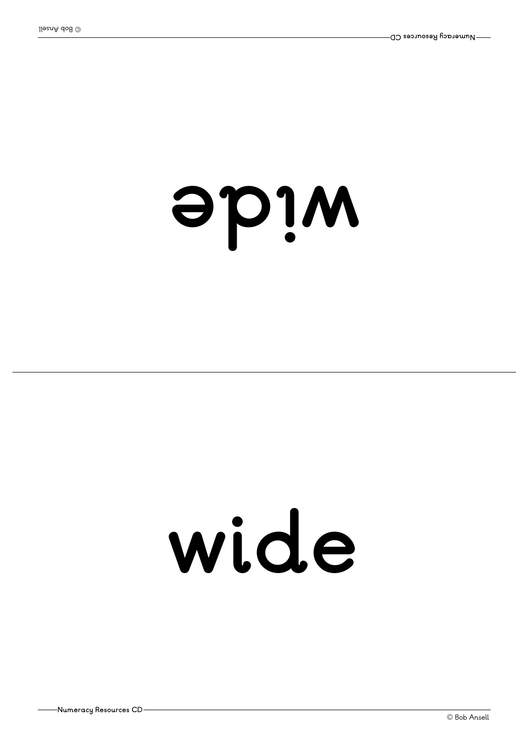wide

wide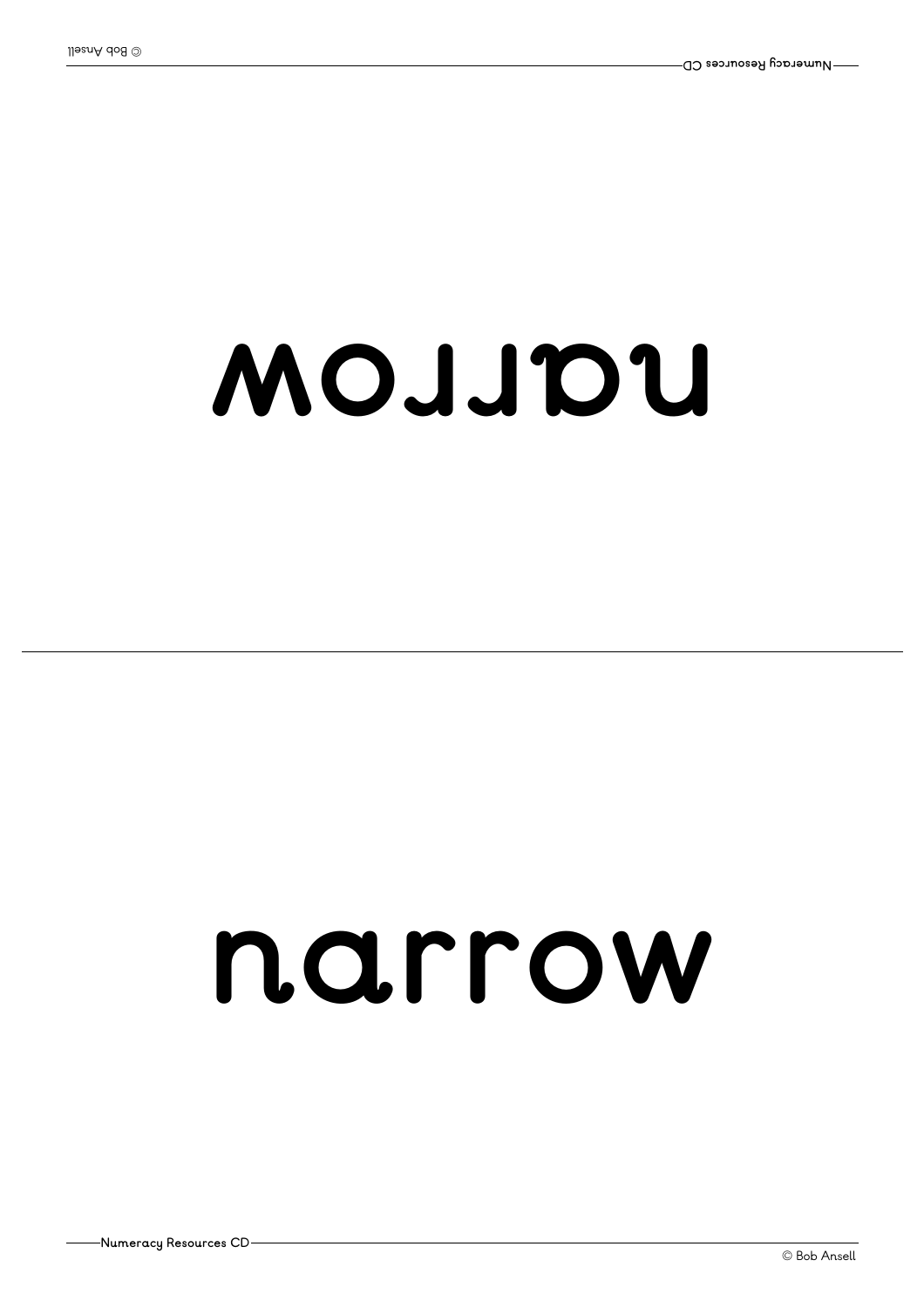narrow

narrow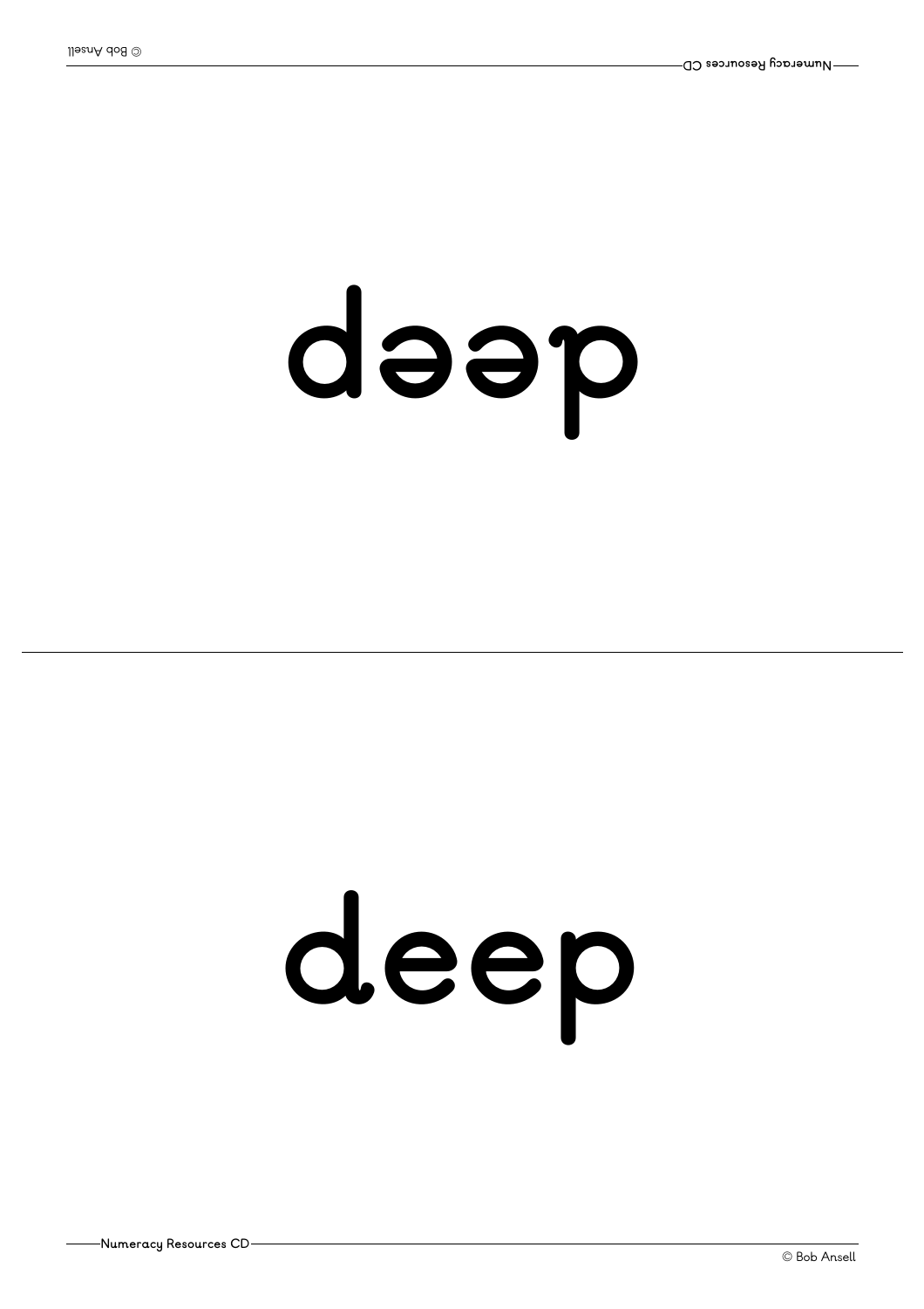deep

deep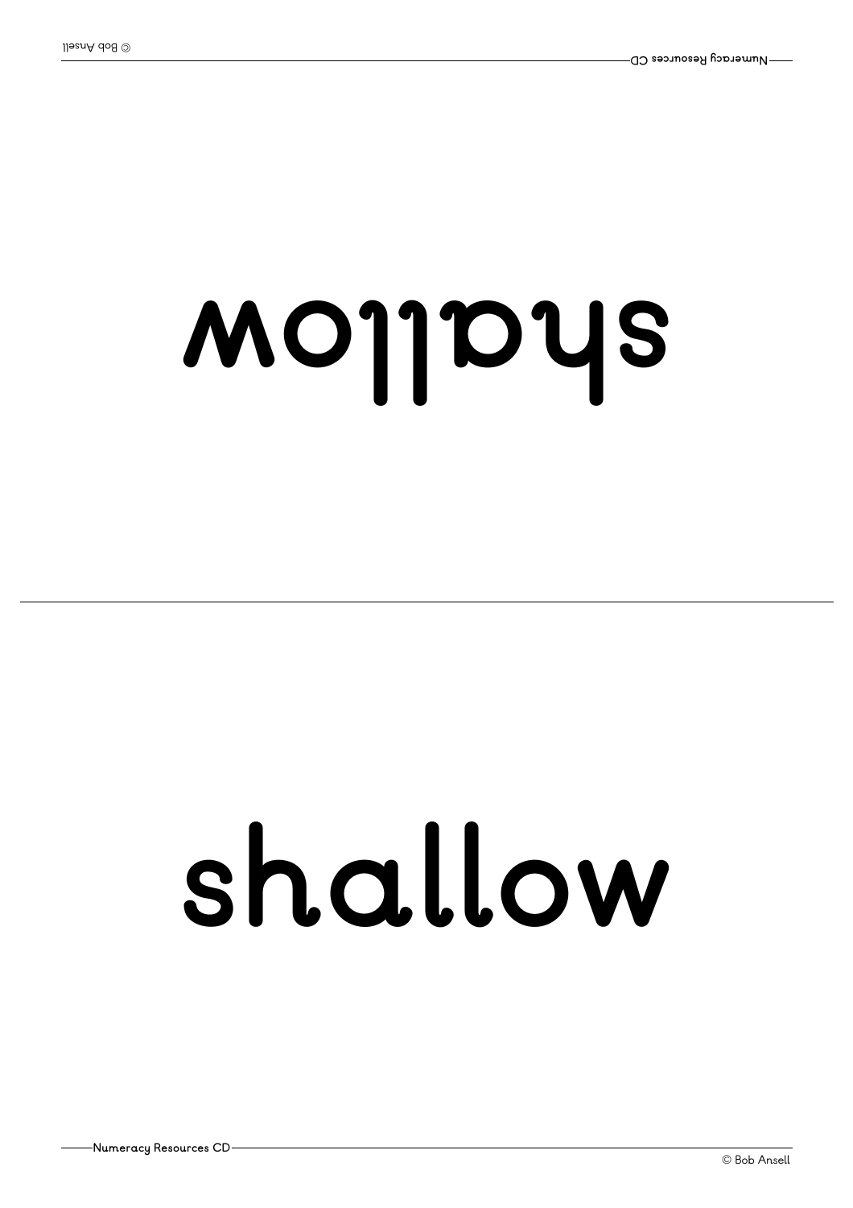shallow

shallow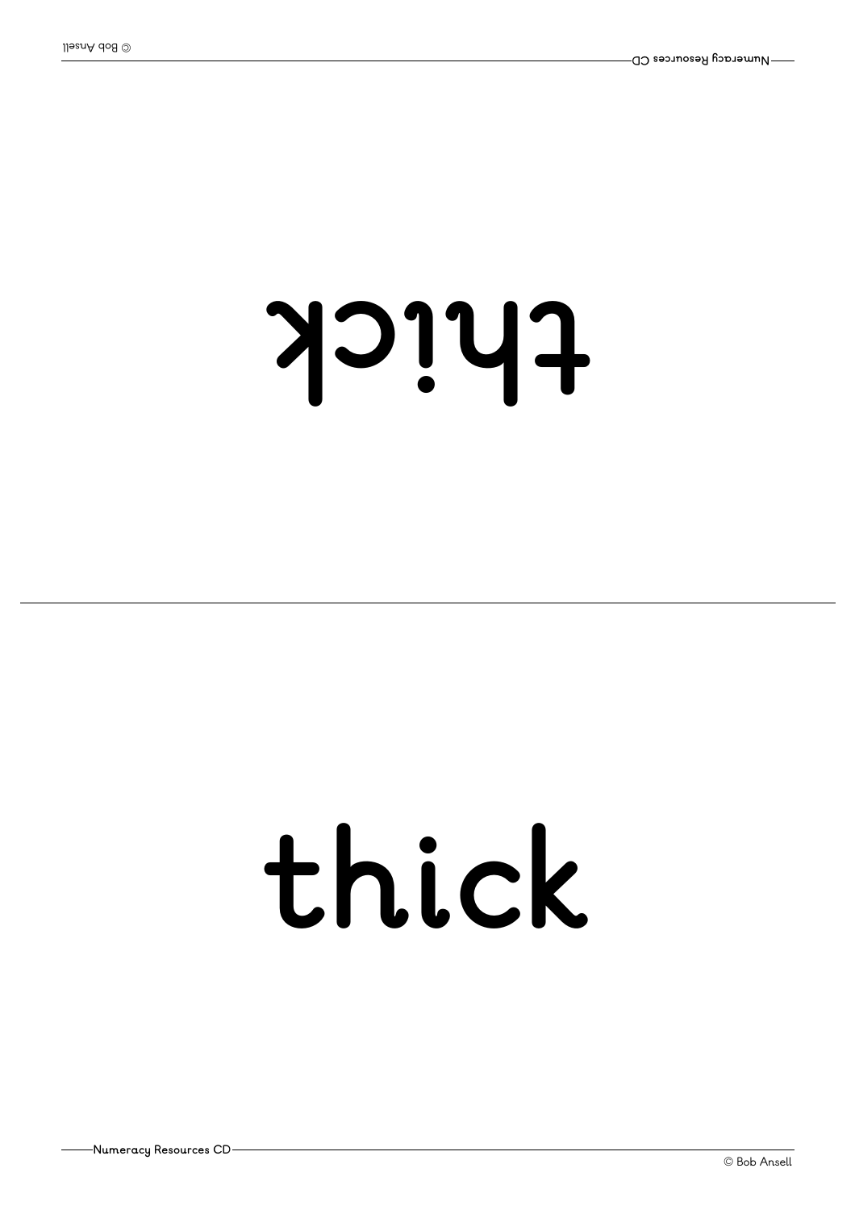thick

thick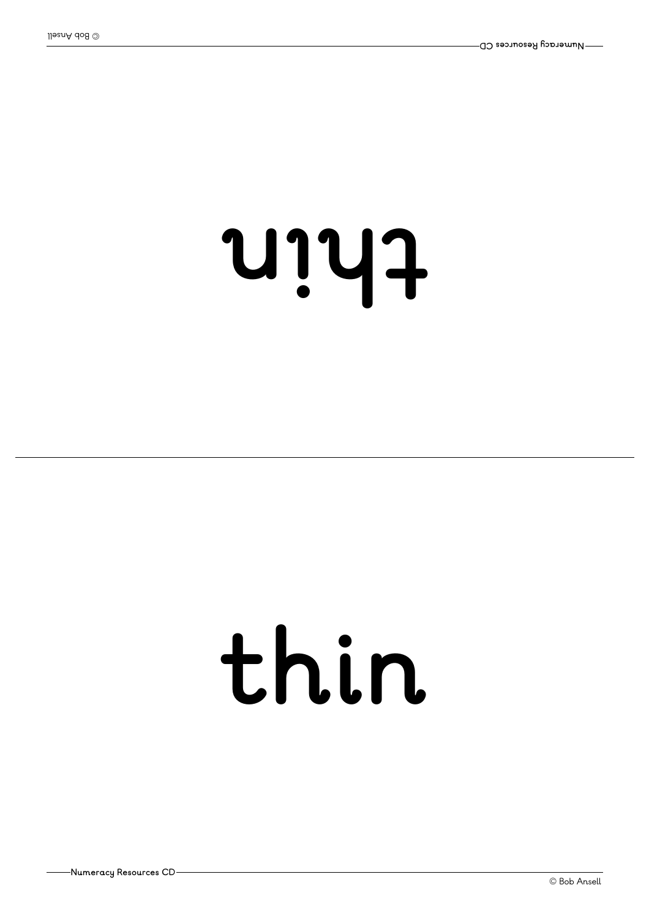thin

thin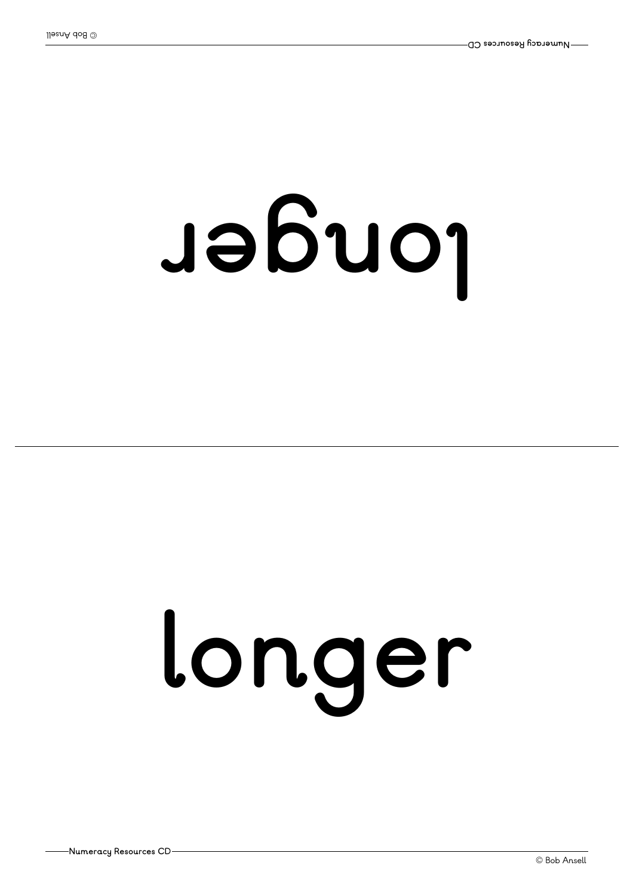longer

longer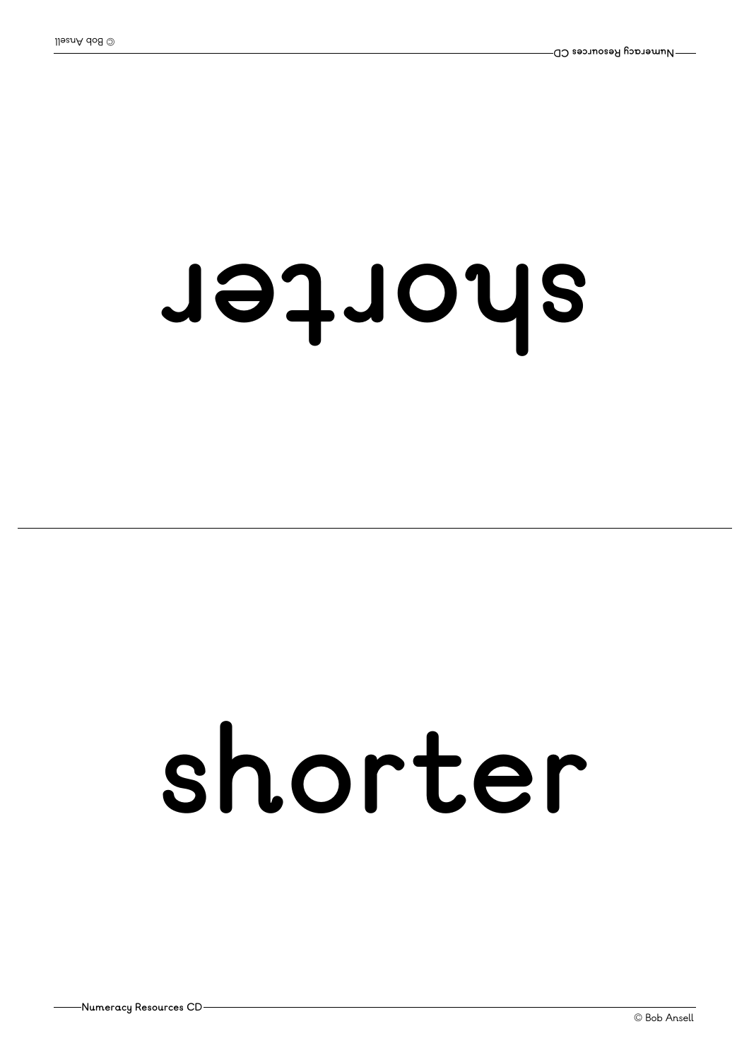shorter

shorter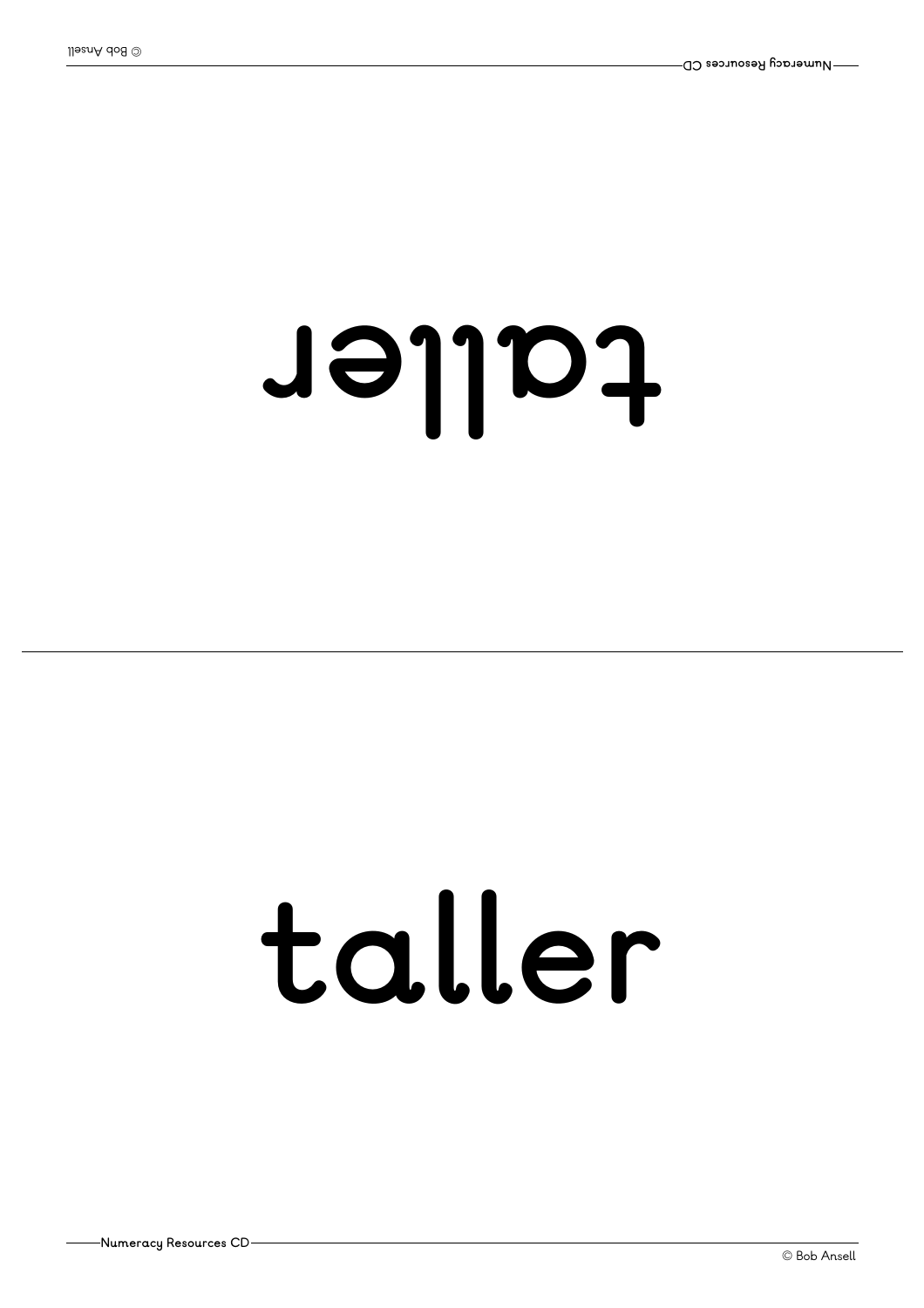taller

taller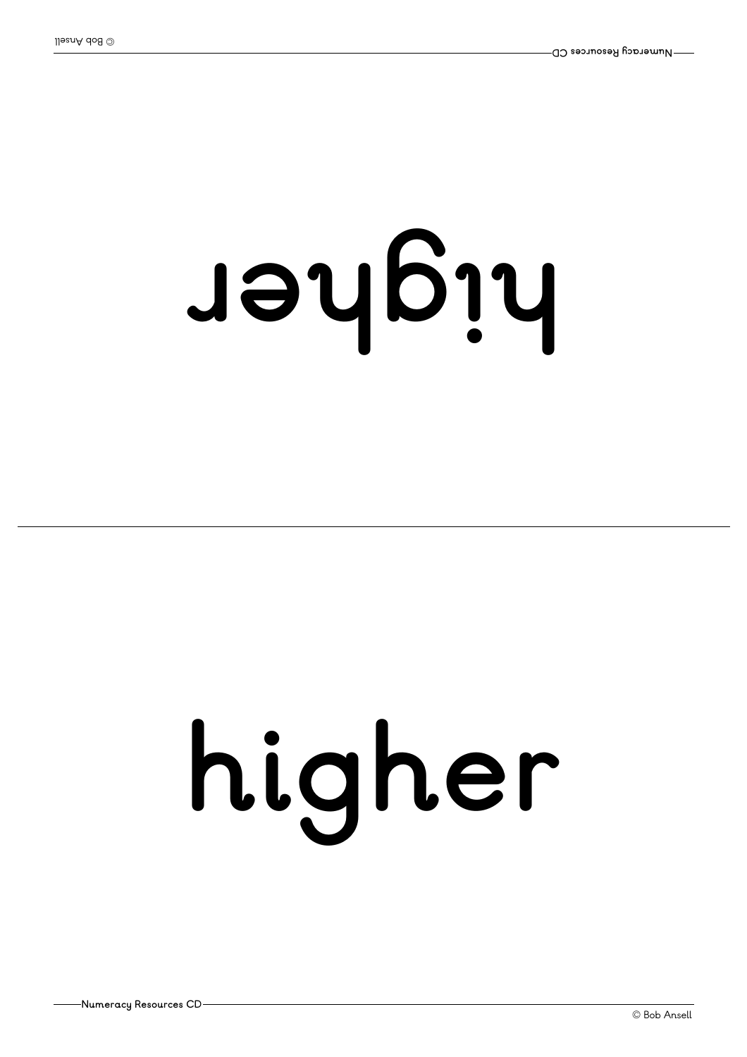higher

higher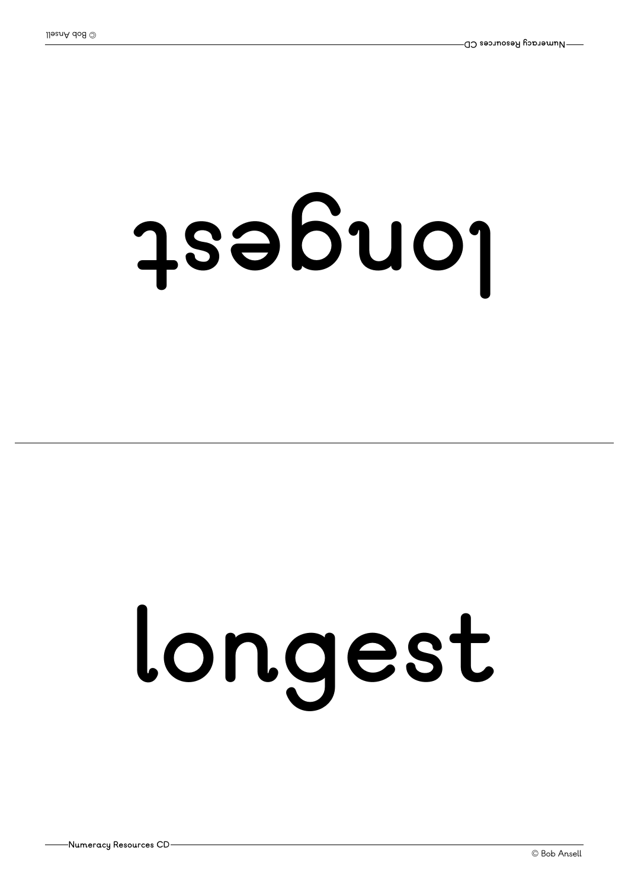longest

longest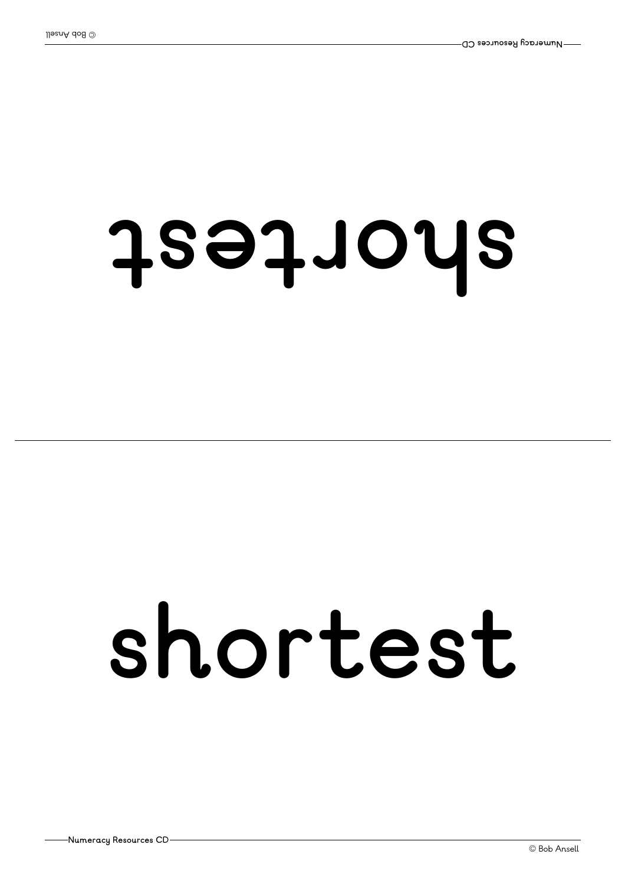shortest

shortest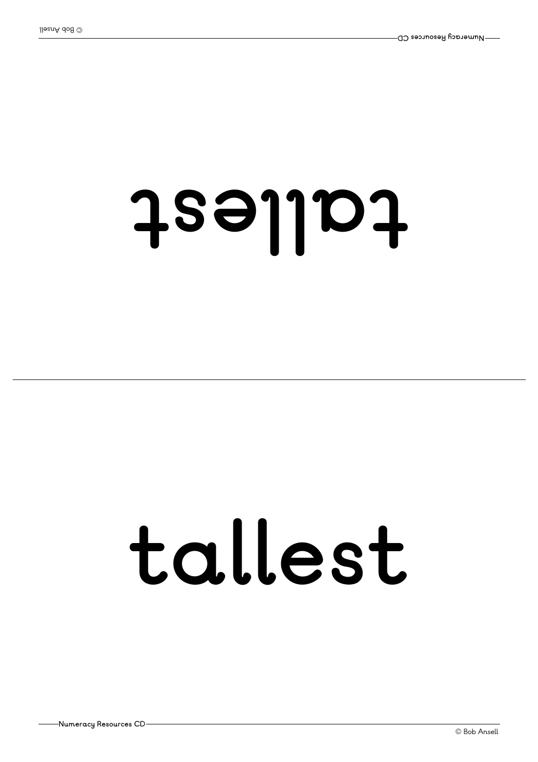tallest

tallest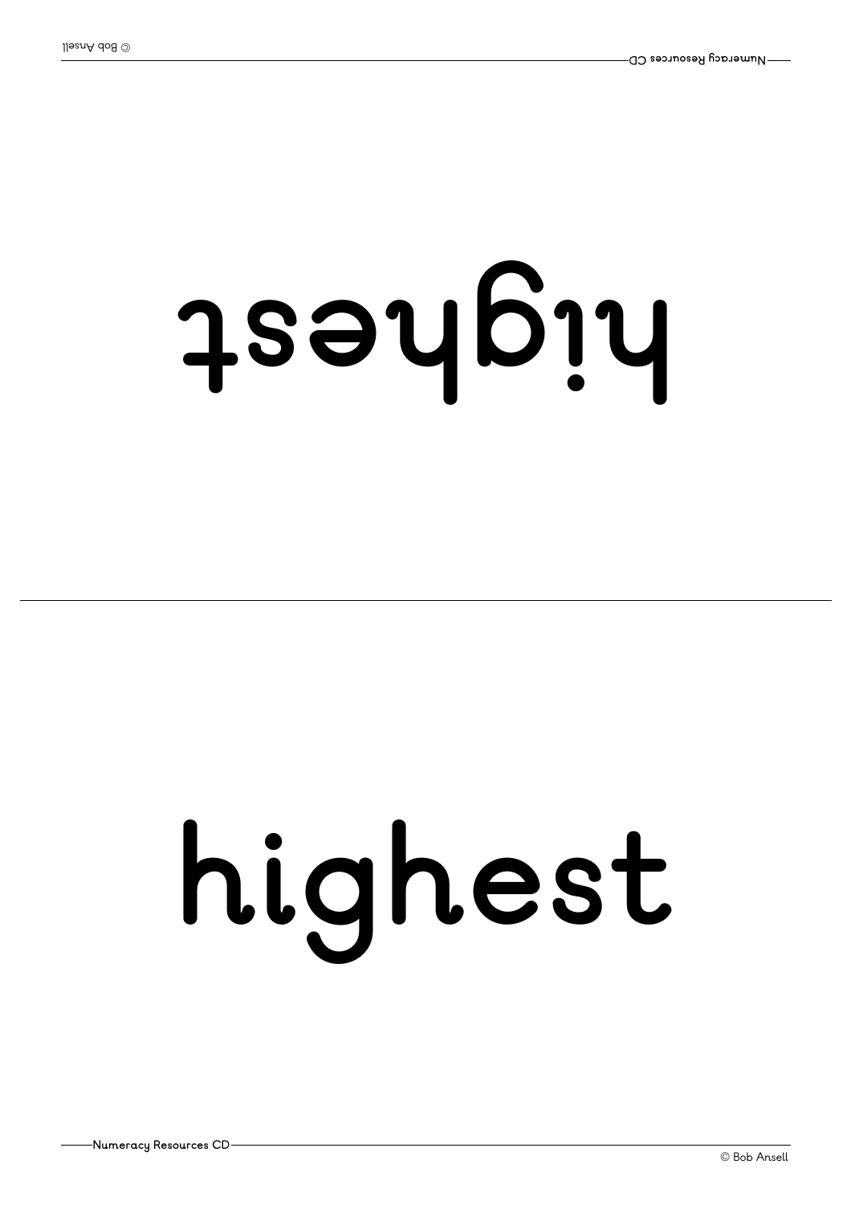highest

highest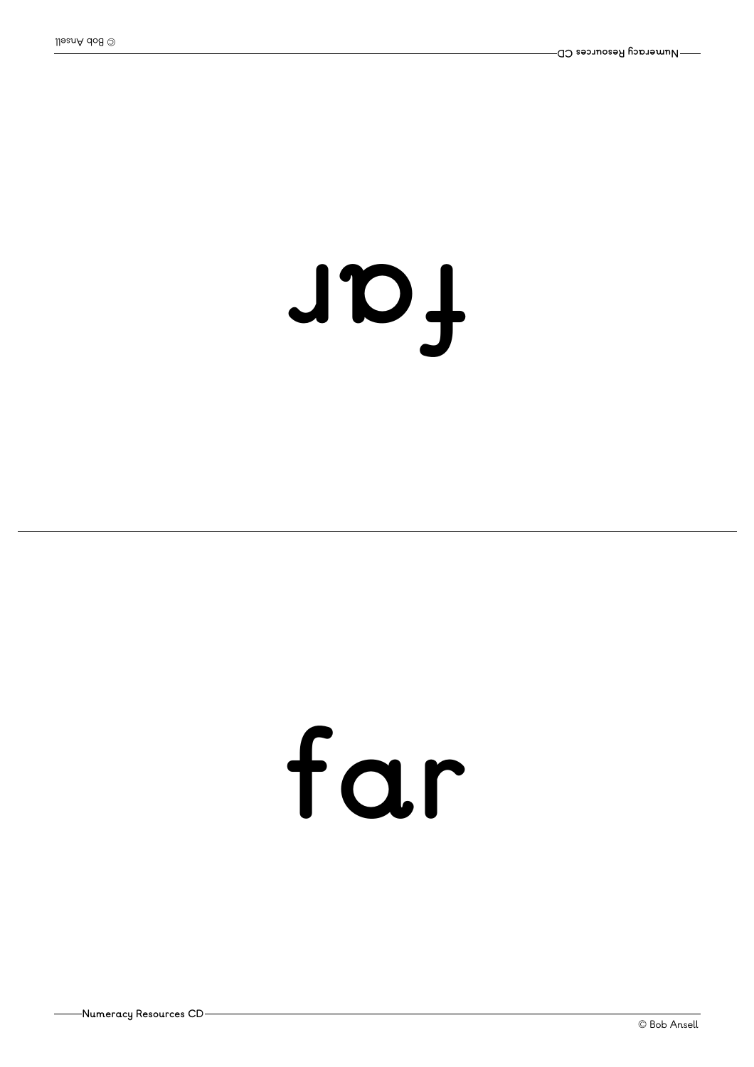far

far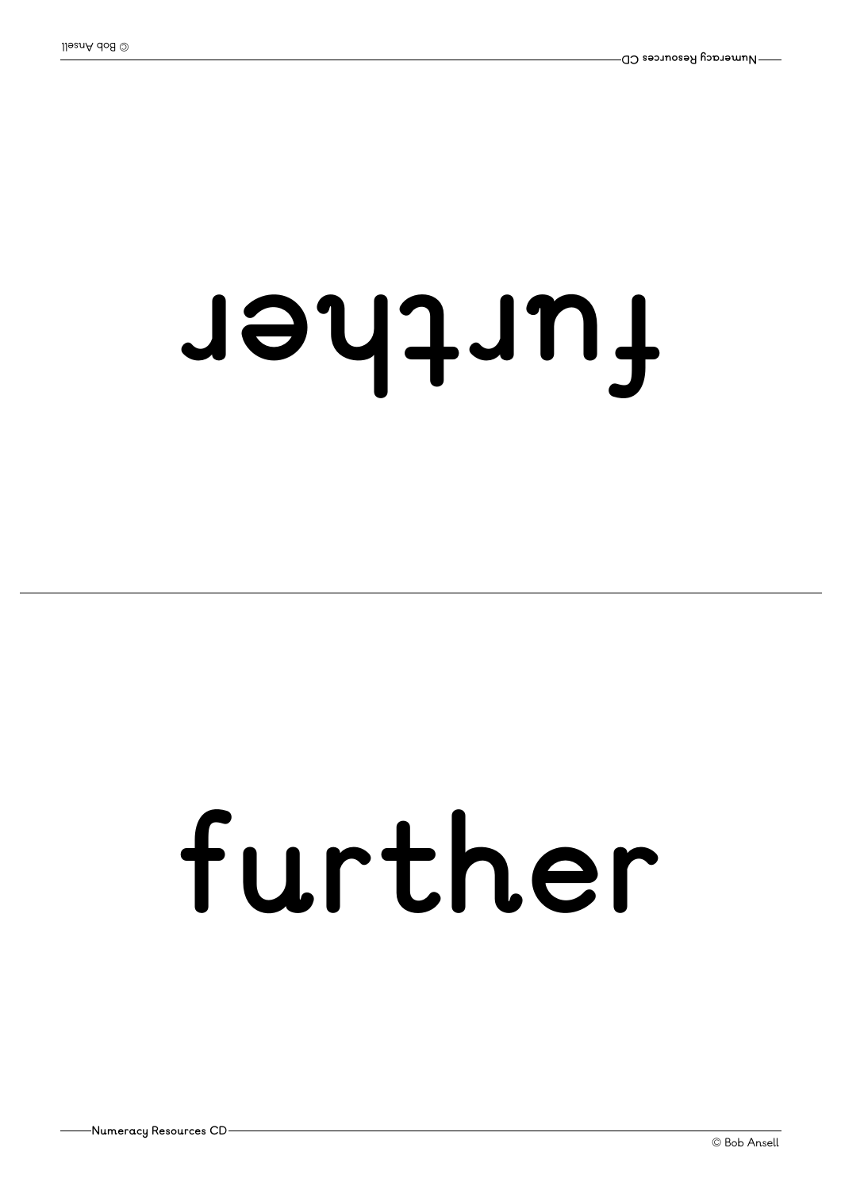further

further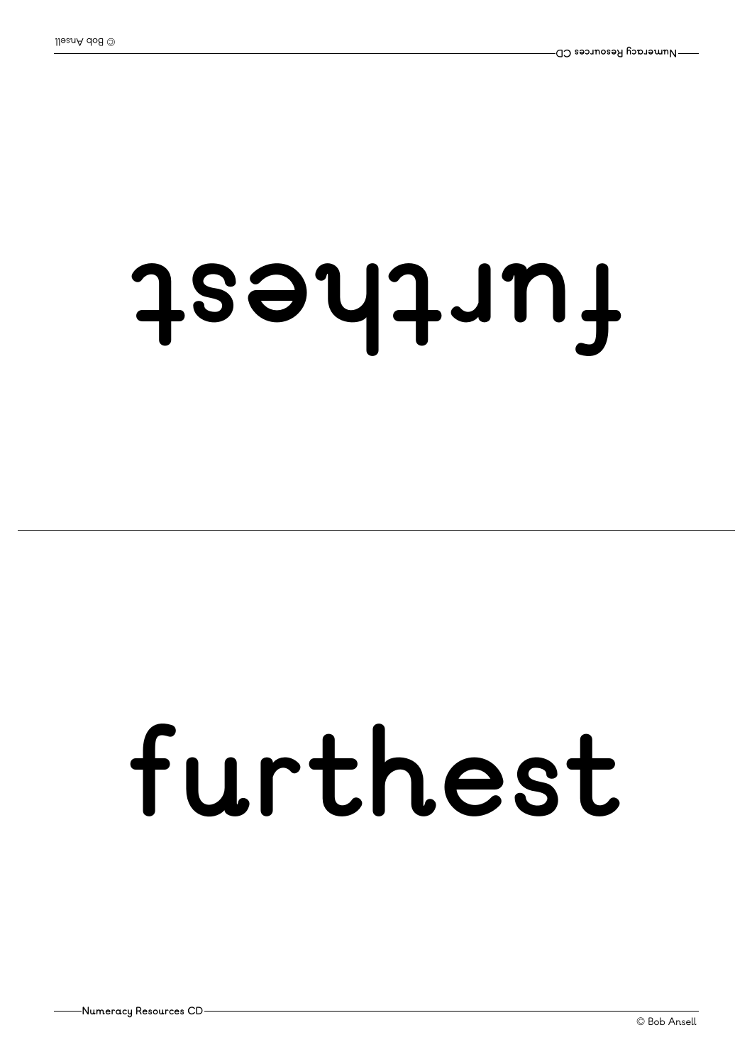furthest

furthest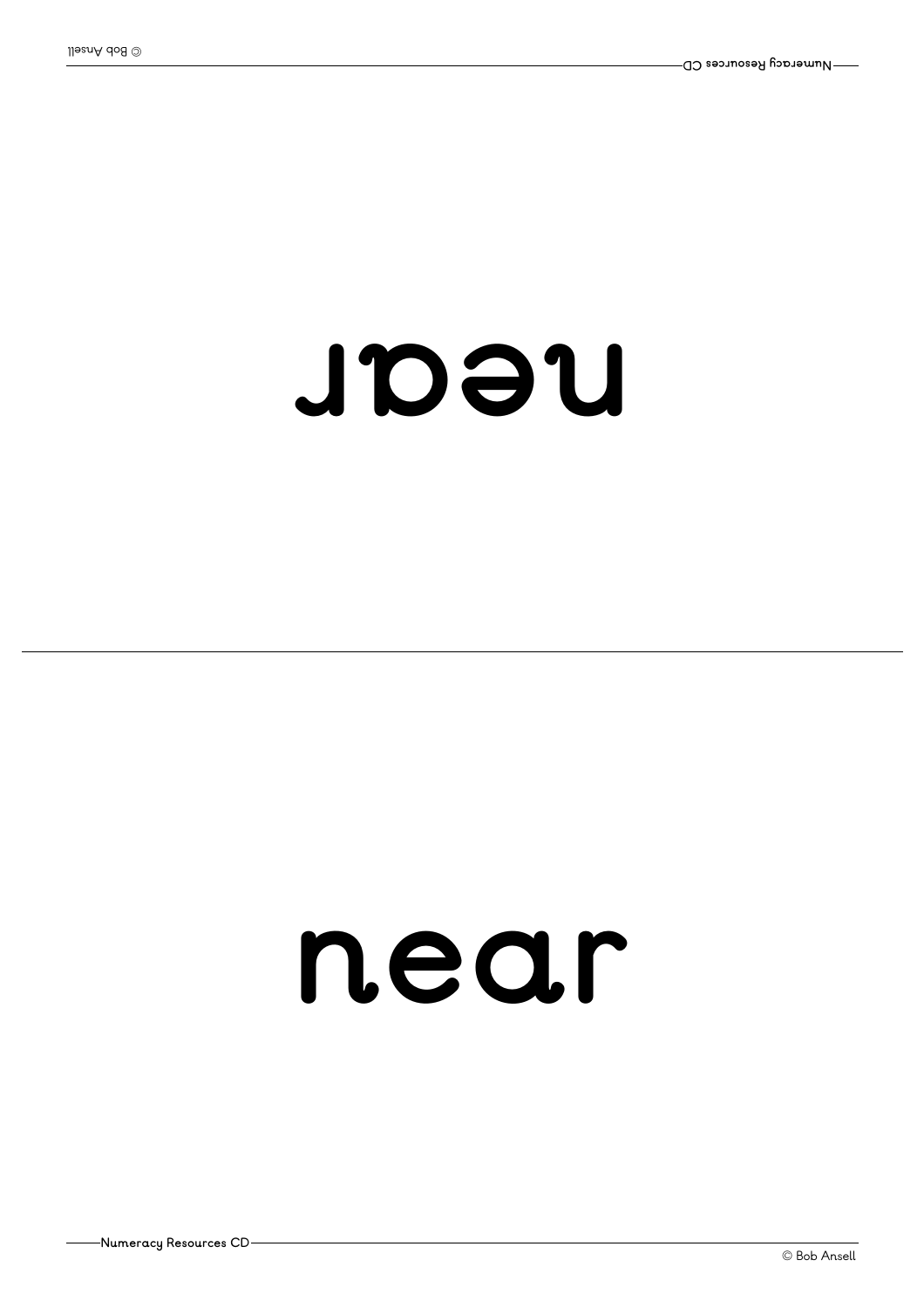near

near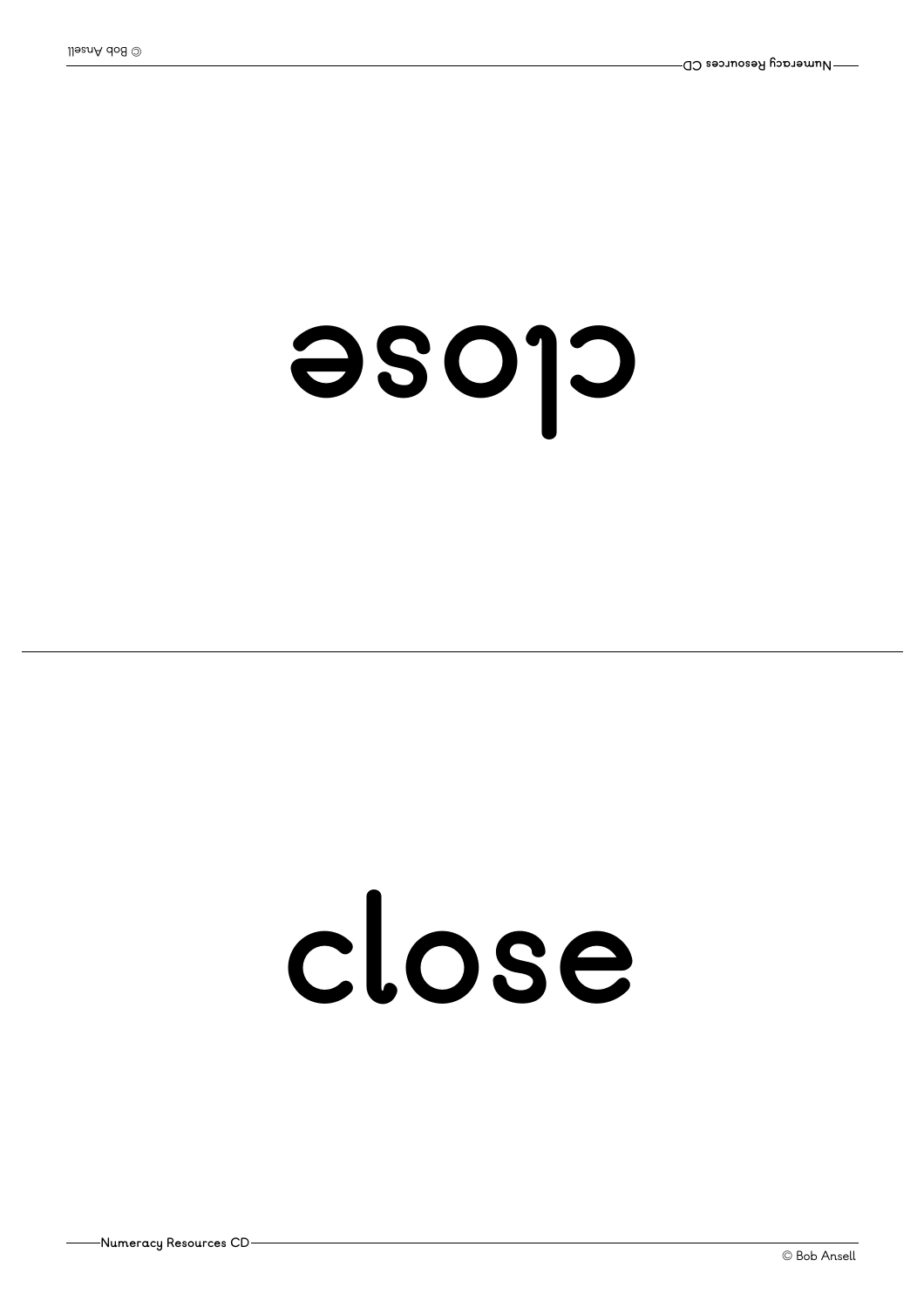close

close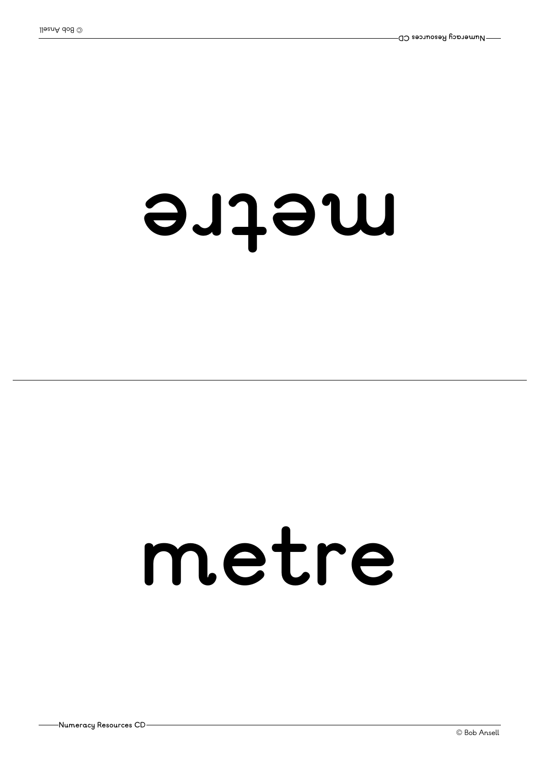metre

metre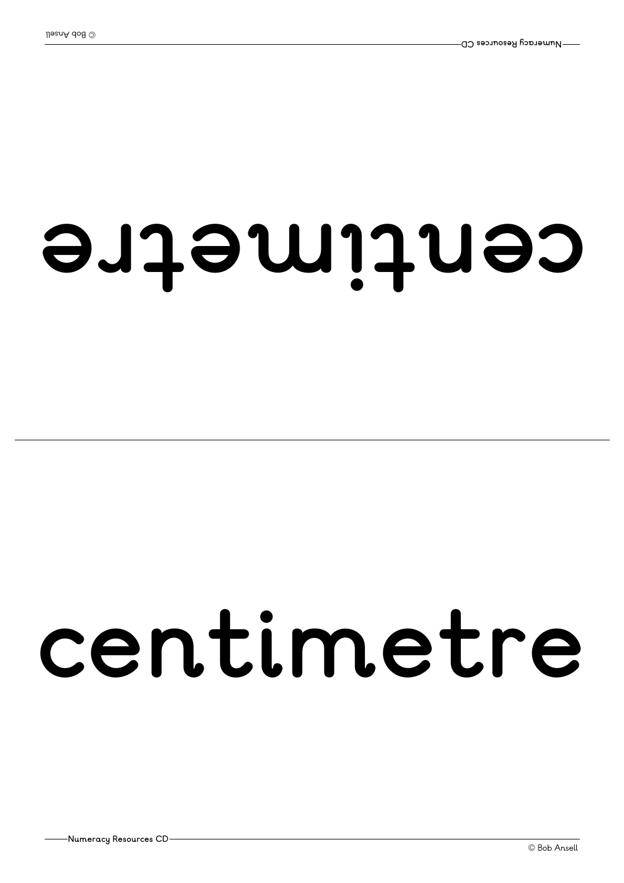centimetre

centimetre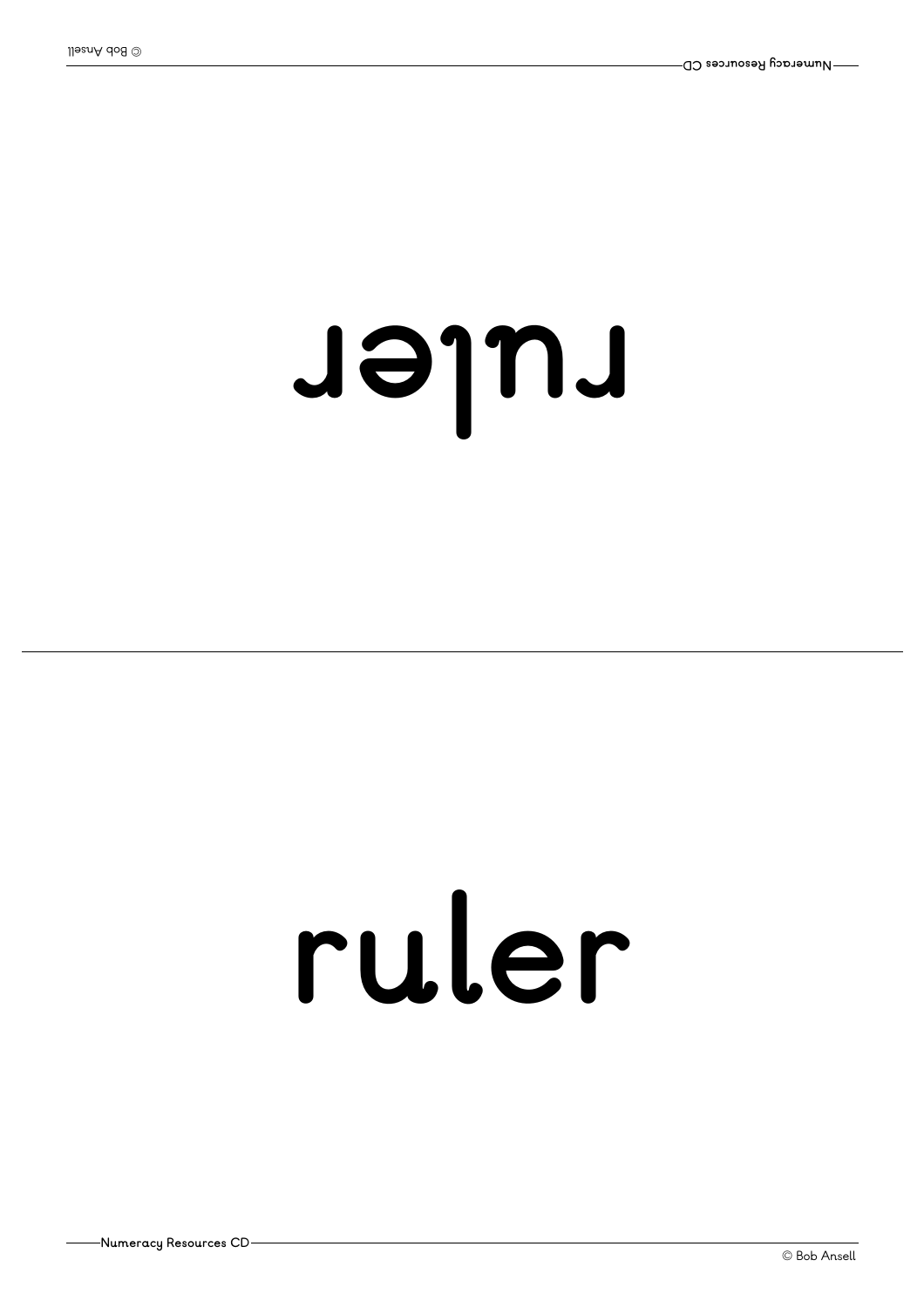ruler

ruler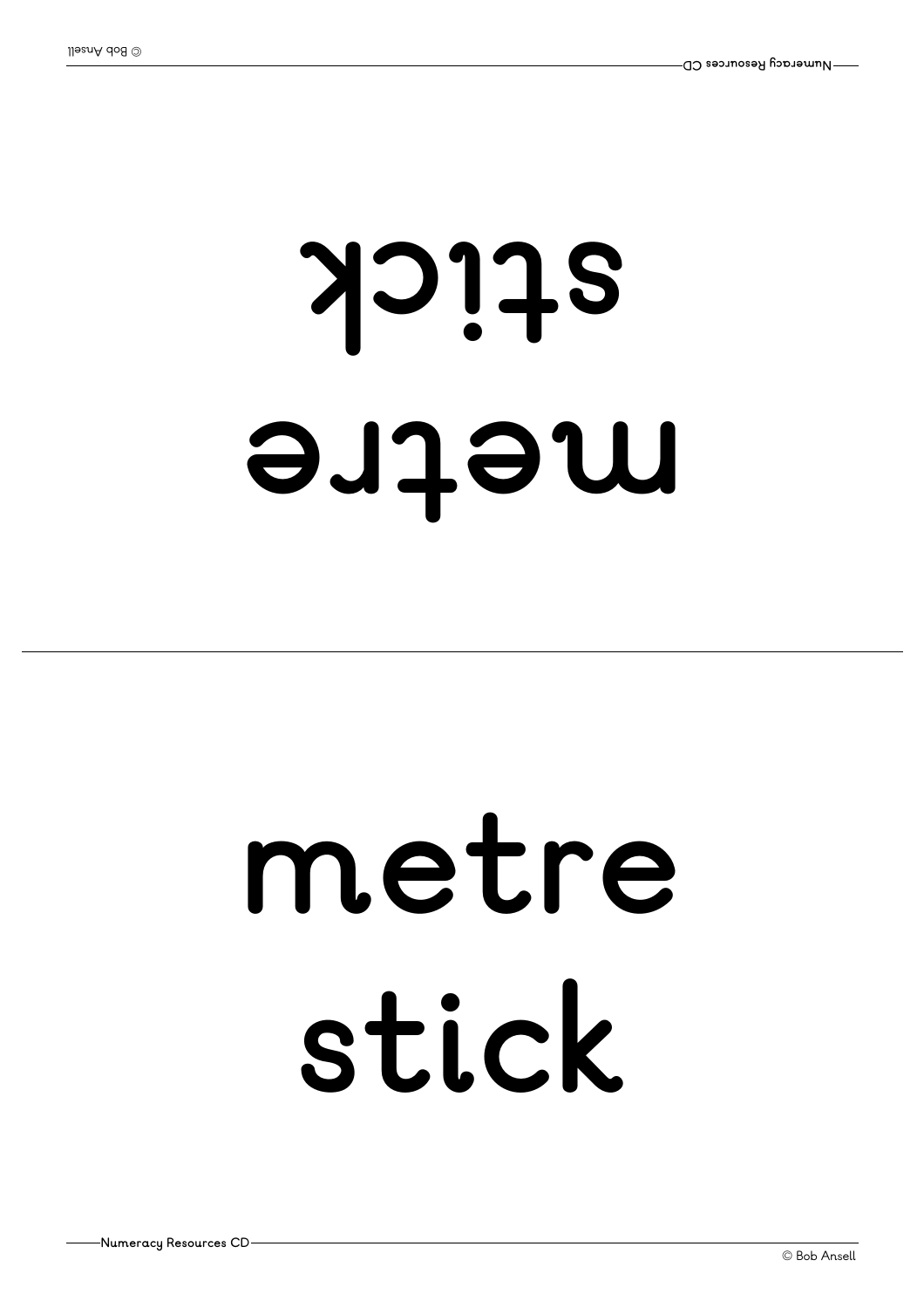metre
stick

metre
stick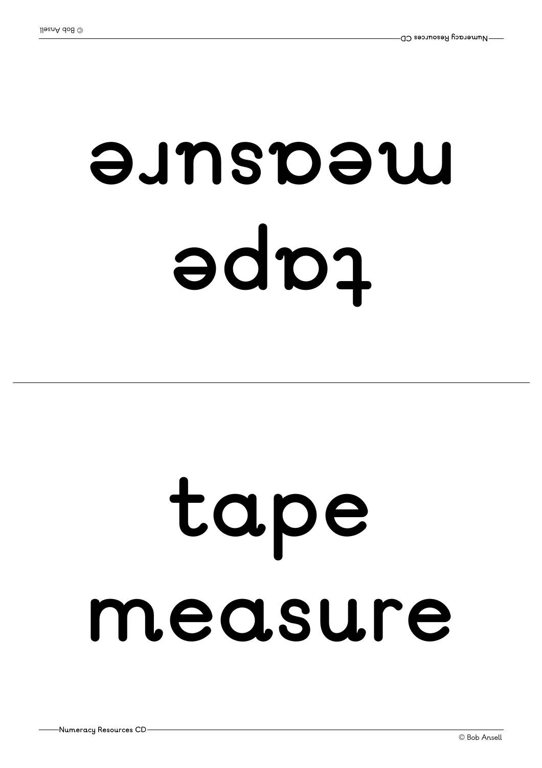tape
measure

tape
measure